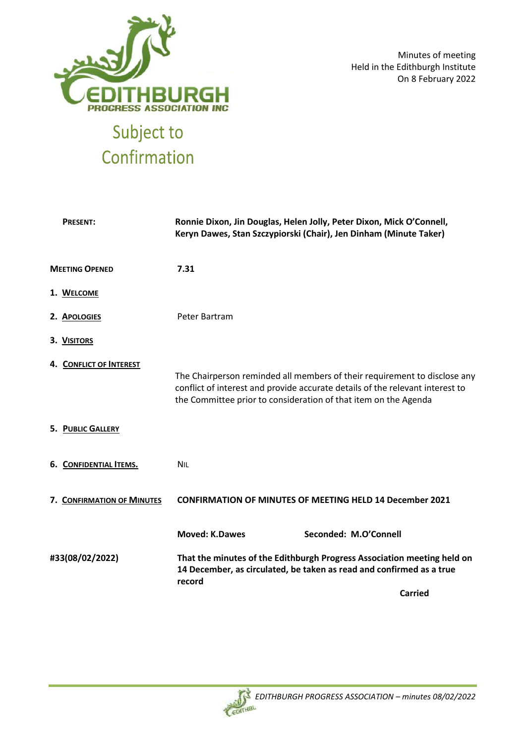EDITHBURGH PROGRESS ASSOCIATION INC

Minutes of meeting
Held in the Edithburgh Institute
On 8 February 2022

# Subject to Confirmation

**PRESENT:** **Ronnie Dixon, Jin Douglas, Helen Jolly, Peter Dixon, Mick O'Connell, Keryn Dawes, Stan Szczypiorski (Chair), Jen Dinham (Minute Taker)**

**MEETING OPENED** **7.31**

1. **WELCOME**

2. **APOLOGIES** Peter Bartram

3. **VISITORS**

4. **CONFLICT OF INTEREST**

   The Chairperson reminded all members of their requirement to disclose any conflict of interest and provide accurate details of the relevant interest to the Committee prior to consideration of that item on the Agenda

5. **PUBLIC GALLERY**

6. **CONFIDENTIAL ITEMS.** NIL

7. **CONFIRMATION OF MINUTES** **CONFIRMATION OF MINUTES OF MEETING HELD 14 December 2021**

   **Moved: K.Dawes** **Seconded: M.O'Connell**

**#33(08/02/2022)** **That the minutes of the Edithburgh Progress Association meeting held on 14 December, as circulated, be taken as read and confirmed as a true record**

**Carried**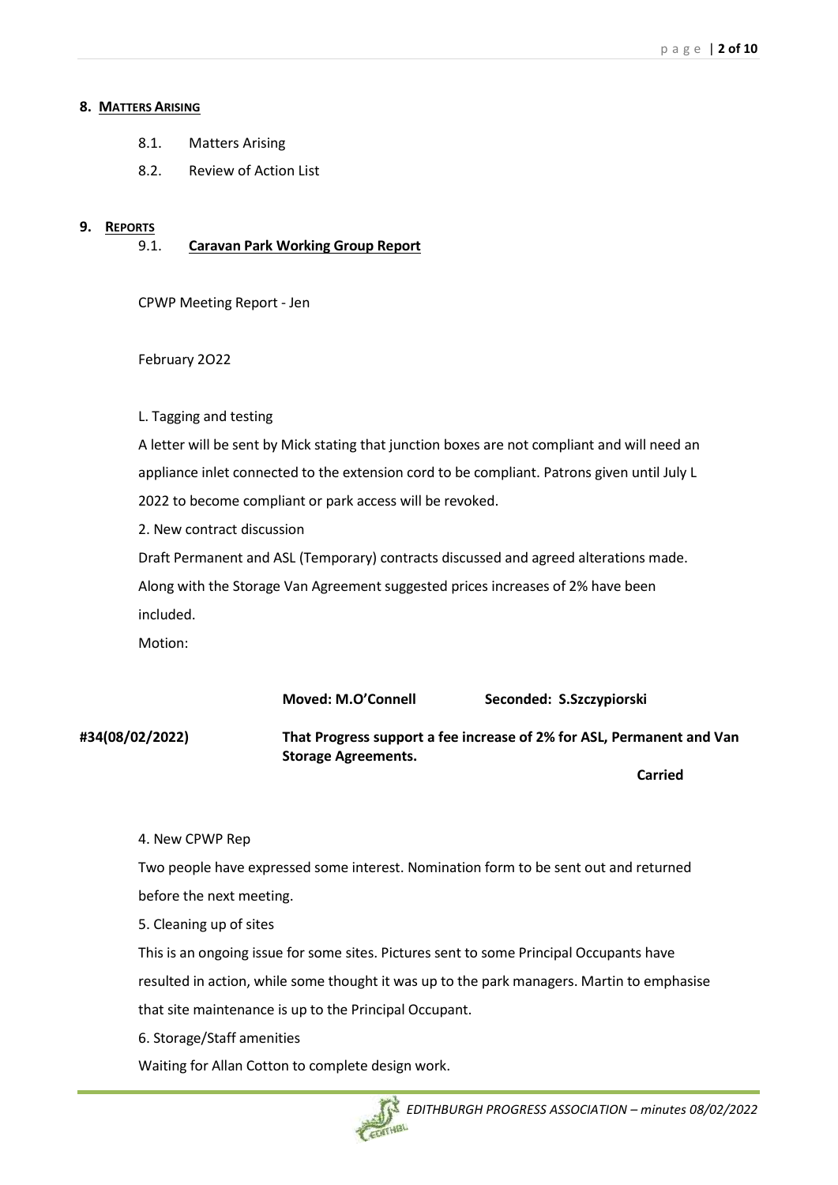## 8. MATTERS ARISING

8.1. Matters Arising

8.2. Review of Action List

## 9. REPORTS

### 9.1. Caravan Park Working Group Report

CPWP Meeting Report - Jen

February 2O22

L. Tagging and testing

A letter will be sent by Mick stating that junction boxes are not compliant and will need an appliance inlet connected to the extension cord to be compliant. Patrons given until July L 2022 to become compliant or park access will be revoked.

2. New contract discussion

Draft Permanent and ASL (Temporary) contracts discussed and agreed alterations made. Along with the Storage Van Agreement suggested prices increases of 2% have been included.

Motion:

**Moved: M.O'Connell** **Seconded: S.Szczypiorski**

**#34(08/02/2022)** **That Progress support a fee increase of 2% for ASL, Permanent and Van Storage Agreements.**

**Carried**

4. New CPWP Rep

Two people have expressed some interest. Nomination form to be sent out and returned before the next meeting.

5. Cleaning up of sites

This is an ongoing issue for some sites. Pictures sent to some Principal Occupants have resulted in action, while some thought it was up to the park managers. Martin to emphasise that site maintenance is up to the Principal Occupant.

6. Storage/Staff amenities

Waiting for Allan Cotton to complete design work.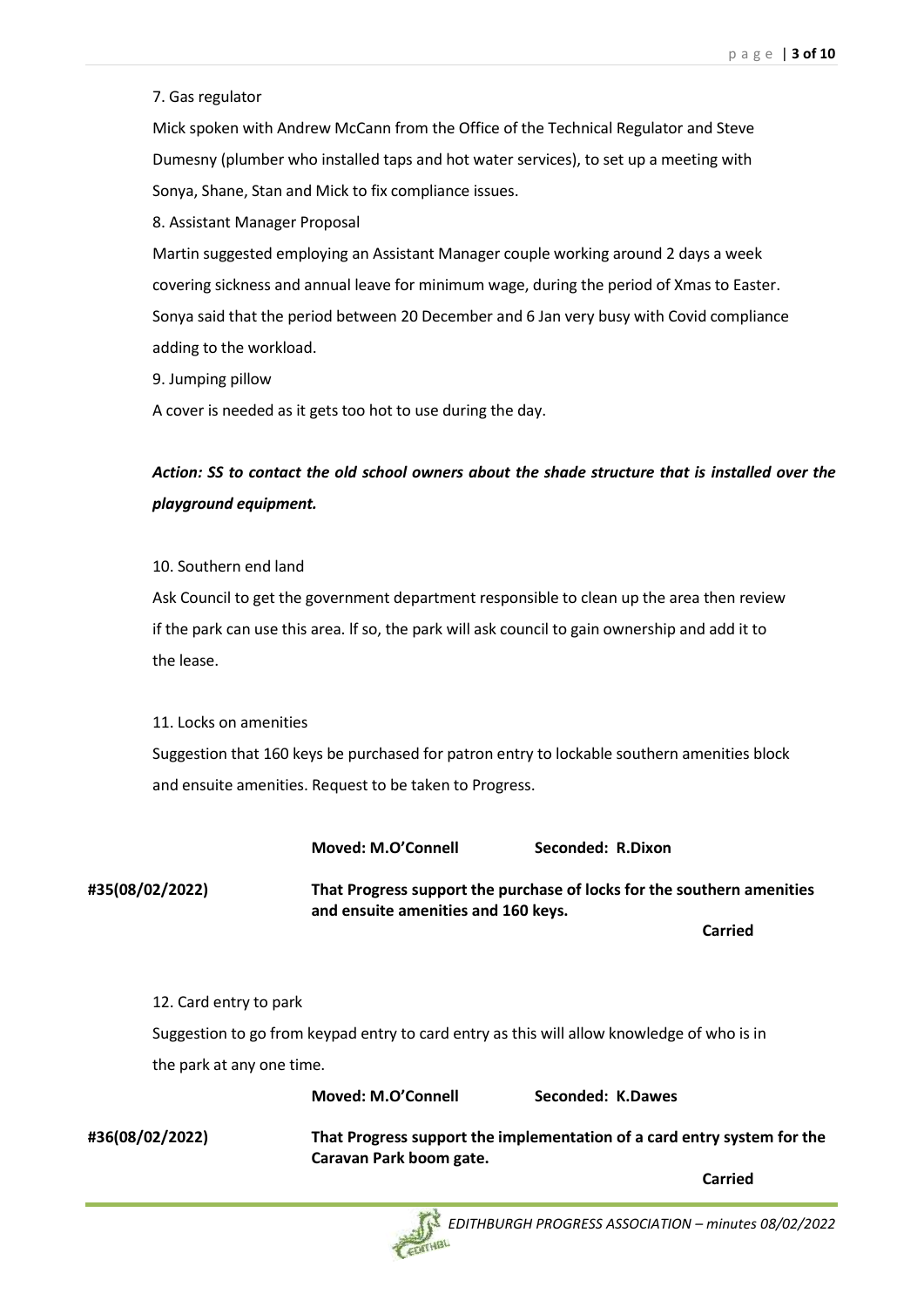7. Gas regulator

Mick spoken with Andrew McCann from the Office of the Technical Regulator and Steve Dumesny (plumber who installed taps and hot water services), to set up a meeting with Sonya, Shane, Stan and Mick to fix compliance issues.

8. Assistant Manager Proposal

Martin suggested employing an Assistant Manager couple working around 2 days a week covering sickness and annual leave for minimum wage, during the period of Xmas to Easter. Sonya said that the period between 20 December and 6 Jan very busy with Covid compliance adding to the workload.

9. Jumping pillow

A cover is needed as it gets too hot to use during the day.

***Action: SS to contact the old school owners about the shade structure that is installed over the playground equipment.***

10. Southern end land

Ask Council to get the government department responsible to clean up the area then review if the park can use this area. If so, the park will ask council to gain ownership and add it to the lease.

11. Locks on amenities

Suggestion that 160 keys be purchased for patron entry to lockable southern amenities block and ensuite amenities. Request to be taken to Progress.

**Moved: M.O'Connell** **Seconded: R.Dixon**

**#35(08/02/2022)** **That Progress support the purchase of locks for the southern amenities and ensuite amenities and 160 keys.**

**Carried**

12. Card entry to park

Suggestion to go from keypad entry to card entry as this will allow knowledge of who is in the park at any one time.

**Moved: M.O'Connell** **Seconded: K.Dawes**

**#36(08/02/2022)** **That Progress support the implementation of a card entry system for the Caravan Park boom gate.**

**Carried**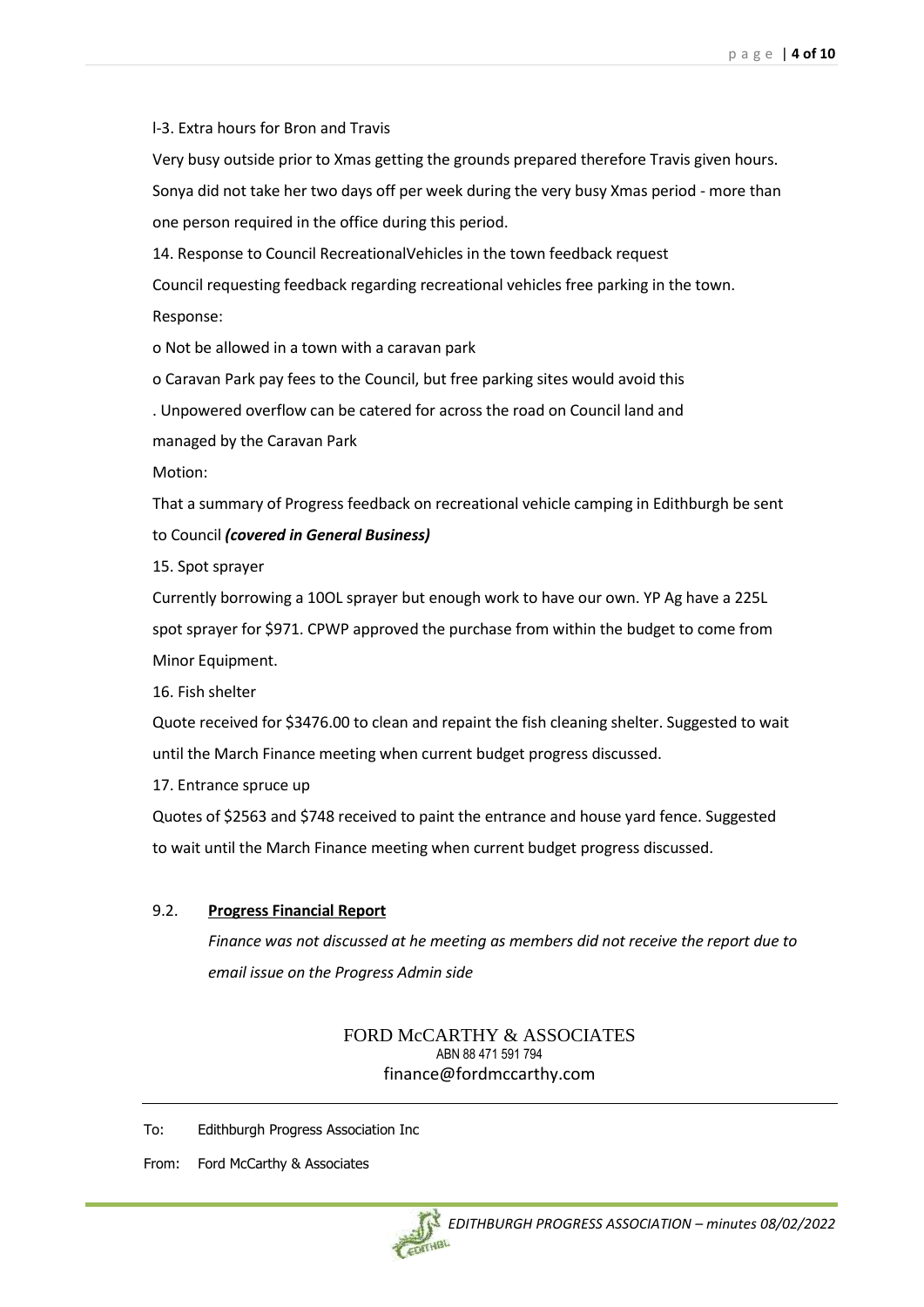l-3. Extra hours for Bron and Travis

Very busy outside prior to Xmas getting the grounds prepared therefore Travis given hours. Sonya did not take her two days off per week during the very busy Xmas period - more than one person required in the office during this period.

14. Response to Council RecreationalVehicles in the town feedback request

Council requesting feedback regarding recreational vehicles free parking in the town.

Response:

o Not be allowed in a town with a caravan park

o Caravan Park pay fees to the Council, but free parking sites would avoid this

. Unpowered overflow can be catered for across the road on Council land and managed by the Caravan Park

Motion:

That a summary of Progress feedback on recreational vehicle camping in Edithburgh be sent to Council ***(covered in General Business)***

15. Spot sprayer

Currently borrowing a 10OL sprayer but enough work to have our own. YP Ag have a 225L spot sprayer for $971. CPWP approved the purchase from within the budget to come from Minor Equipment.

16. Fish shelter

Quote received for $3476.00 to clean and repaint the fish cleaning shelter. Suggested to wait until the March Finance meeting when current budget progress discussed.

17. Entrance spruce up

Quotes of $2563 and $748 received to paint the entrance and house yard fence. Suggested to wait until the March Finance meeting when current budget progress discussed.

## 9.2. **Progress Financial Report**

*Finance was not discussed at he meeting as members did not receive the report due to email issue on the Progress Admin side*

FORD McCARTHY & ASSOCIATES
ABN 88 471 591 794
finance@fordmccarthy.com

---

To: Edithburgh Progress Association Inc

From: Ford McCarthy & Associates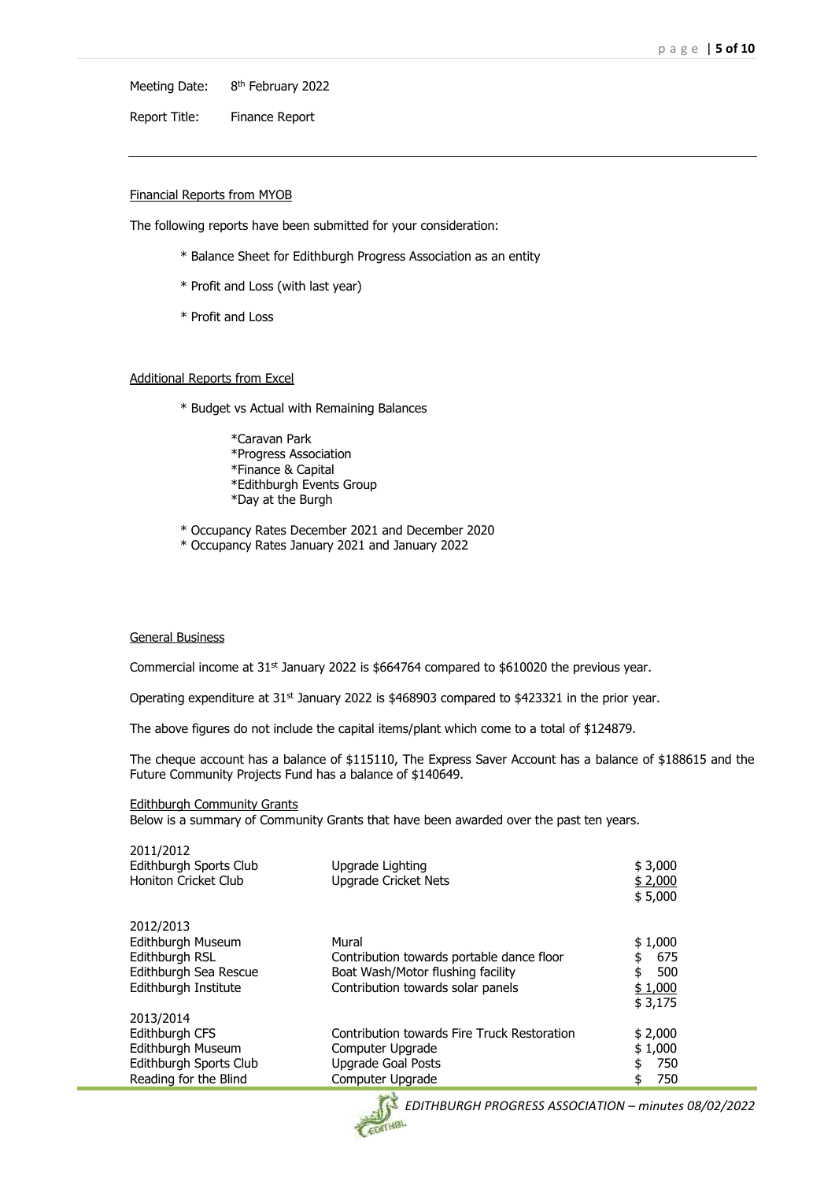Meeting Date: 8th February 2022

Report Title: Finance Report

---

Financial Reports from MYOB

The following reports have been submitted for your consideration:

* Balance Sheet for Edithburgh Progress Association as an entity
* Profit and Loss (with last year)
* Profit and Loss

Additional Reports from Excel

* Budget vs Actual with Remaining Balances
    * Caravan Park
    * Progress Association
    * Finance & Capital
    * Edithburgh Events Group
    * Day at the Burgh
* Occupancy Rates December 2021 and December 2020
* Occupancy Rates January 2021 and January 2022

General Business

Commercial income at 31st January 2022 is $664764 compared to $610020 the previous year.

Operating expenditure at 31st January 2022 is $468903 compared to $423321 in the prior year.

The above figures do not include the capital items/plant which come to a total of $124879.

The cheque account has a balance of $115110, The Express Saver Account has a balance of $188615 and the Future Community Projects Fund has a balance of $140649.

Edithburgh Community Grants

Below is a summary of Community Grants that have been awarded over the past ten years.

| | | |
|---|---|---|
| 2011/2012 | | |
| Edithburgh Sports Club | Upgrade Lighting | $ 3,000 |
| Honiton Cricket Club | Upgrade Cricket Nets | $ 2,000 |
| | | $ 5,000 |
| 2012/2013 | | |
| Edithburgh Museum | Mural | $ 1,000 |
| Edithburgh RSL | Contribution towards portable dance floor | $ 675 |
| Edithburgh Sea Rescue | Boat Wash/Motor flushing facility | $ 500 |
| Edithburgh Institute | Contribution towards solar panels | $ 1,000 |
| | | $ 3,175 |
| 2013/2014 | | |
| Edithburgh CFS | Contribution towards Fire Truck Restoration | $ 2,000 |
| Edithburgh Museum | Computer Upgrade | $ 1,000 |
| Edithburgh Sports Club | Upgrade Goal Posts | $ 750 |
| Reading for the Blind | Computer Upgrade | $ 750 |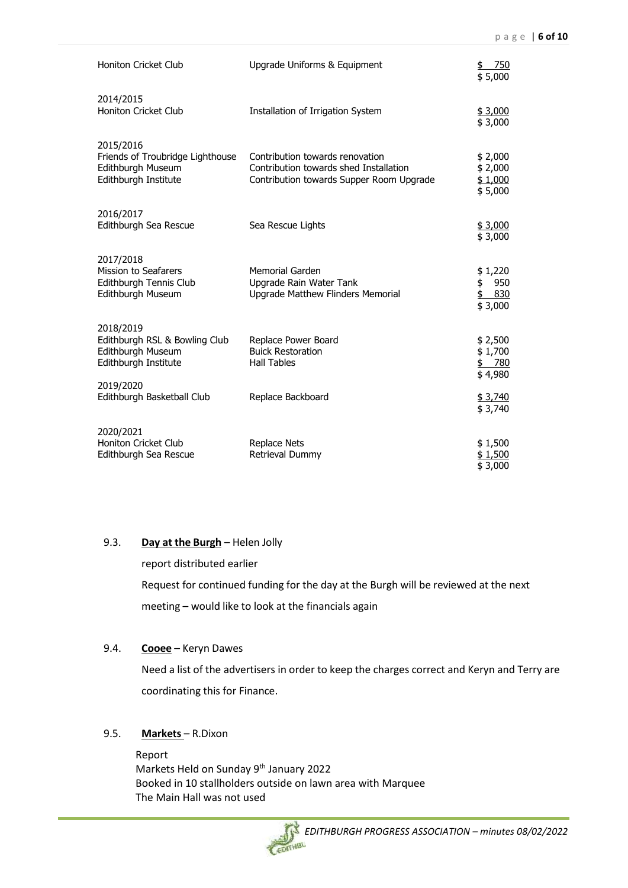| | | |
|---|---|---|
| Honiton Cricket Club | Upgrade Uniforms & Equipment | $ 750 |
| | | $ 5,000 |
| 2014/2015 | | |
| Honiton Cricket Club | Installation of Irrigation System | $ 3,000 |
| | | $ 3,000 |
| 2015/2016 | | |
| Friends of Troubridge Lighthouse | Contribution towards renovation | $ 2,000 |
| Edithburgh Museum | Contribution towards shed Installation | $ 2,000 |
| Edithburgh Institute | Contribution towards Supper Room Upgrade | $ 1,000 |
| | | $ 5,000 |
| 2016/2017 | | |
| Edithburgh Sea Rescue | Sea Rescue Lights | $ 3,000 |
| | | $ 3,000 |
| 2017/2018 | | |
| Mission to Seafarers | Memorial Garden | $ 1,220 |
| Edithburgh Tennis Club | Upgrade Rain Water Tank | $ 950 |
| Edithburgh Museum | Upgrade Matthew Flinders Memorial | $ 830 |
| | | $ 3,000 |
| 2018/2019 | | |
| Edithburgh RSL & Bowling Club | Replace Power Board | $ 2,500 |
| Edithburgh Museum | Buick Restoration | $ 1,700 |
| Edithburgh Institute | Hall Tables | $ 780 |
| | | $ 4,980 |
| 2019/2020 | | |
| Edithburgh Basketball Club | Replace Backboard | $ 3,740 |
| | | $ 3,740 |
| 2020/2021 | | |
| Honiton Cricket Club | Replace Nets | $ 1,500 |
| Edithburgh Sea Rescue | Retrieval Dummy | $ 1,500 |
| | | $ 3,000 |

9.3. **Day at the Burgh** – Helen Jolly

report distributed earlier

Request for continued funding for the day at the Burgh will be reviewed at the next meeting – would like to look at the financials again

9.4. **Cooee** – Keryn Dawes

Need a list of the advertisers in order to keep the charges correct and Keryn and Terry are coordinating this for Finance.

9.5. **Markets** – R.Dixon

Report
Markets Held on Sunday 9th January 2022
Booked in 10 stallholders outside on lawn area with Marquee
The Main Hall was not used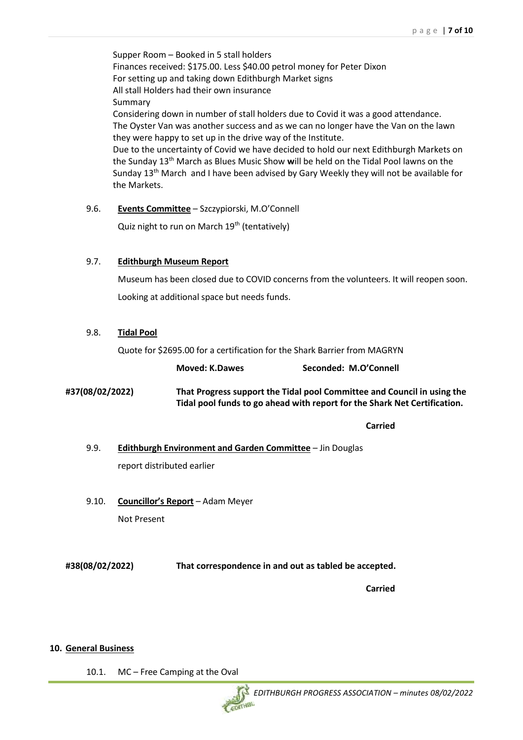Supper Room – Booked in 5 stall holders
Finances received: $175.00. Less $40.00 petrol money for Peter Dixon
For setting up and taking down Edithburgh Market signs
All stall Holders had their own insurance
Summary
Considering down in number of stall holders due to Covid it was a good attendance.
The Oyster Van was another success and as we can no longer have the Van on the lawn they were happy to set up in the drive way of the Institute.
Due to the uncertainty of Covid we have decided to hold our next Edithburgh Markets on the Sunday 13th March as Blues Music Show **w**ill be held on the Tidal Pool lawns on the Sunday 13th March and I have been advised by Gary Weekly they will not be available for the Markets.

9.6. **<u>Events Committee</u>** – Szczypiorski, M.O'Connell

Quiz night to run on March 19th (tentatively)

9.7. **<u>Edithburgh Museum Report</u>**

Museum has been closed due to COVID concerns from the volunteers. It will reopen soon.

Looking at additional space but needs funds.

9.8. **<u>Tidal Pool</u>**

Quote for $2695.00 for a certification for the Shark Barrier from MAGRYN

**Moved: K.Dawes** **Seconded: M.O'Connell**

**#37(08/02/2022)** **That Progress support the Tidal pool Committee and Council in using the Tidal pool funds to go ahead with report for the Shark Net Certification.**

**Carried**

9.9. **<u>Edithburgh Environment and Garden Committee</u>** – Jin Douglas

report distributed earlier

9.10. **<u>Councillor's Report</u>** – Adam Meyer

Not Present

**#38(08/02/2022)** **That correspondence in and out as tabled be accepted.**

**Carried**

## 10. <u>General Business</u>

10.1. MC – Free Camping at the Oval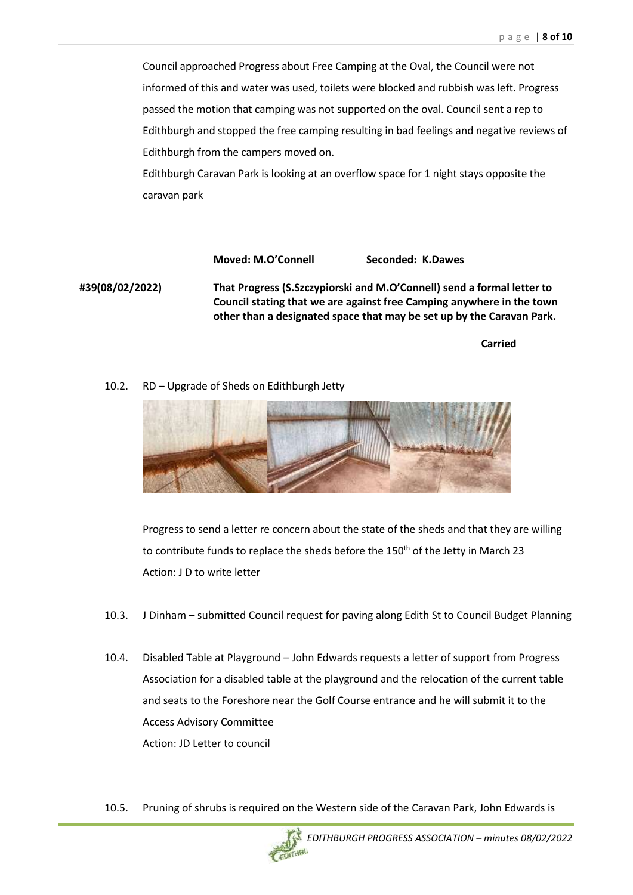Council approached Progress about Free Camping at the Oval, the Council were not informed of this and water was used, toilets were blocked and rubbish was left. Progress passed the motion that camping was not supported on the oval. Council sent a rep to Edithburgh and stopped the free camping resulting in bad feelings and negative reviews of Edithburgh from the campers moved on.

Edithburgh Caravan Park is looking at an overflow space for 1 night stays opposite the caravan park

**Moved: M.O'Connell** **Seconded: K.Dawes**

**#39(08/02/2022)** **That Progress (S.Szczypiorski and M.O'Connell) send a formal letter to Council stating that we are against free Camping anywhere in the town other than a designated space that may be set up by the Caravan Park.**

**Carried**

10.2. RD – Upgrade of Sheds on Edithburgh Jetty

Progress to send a letter re concern about the state of the sheds and that they are willing to contribute funds to replace the sheds before the 150th of the Jetty in March 23

Action: J D to write letter

10.3. J Dinham – submitted Council request for paving along Edith St to Council Budget Planning

10.4. Disabled Table at Playground – John Edwards requests a letter of support from Progress Association for a disabled table at the playground and the relocation of the current table and seats to the Foreshore near the Golf Course entrance and he will submit it to the Access Advisory Committee

Action: JD Letter to council

10.5. Pruning of shrubs is required on the Western side of the Caravan Park, John Edwards is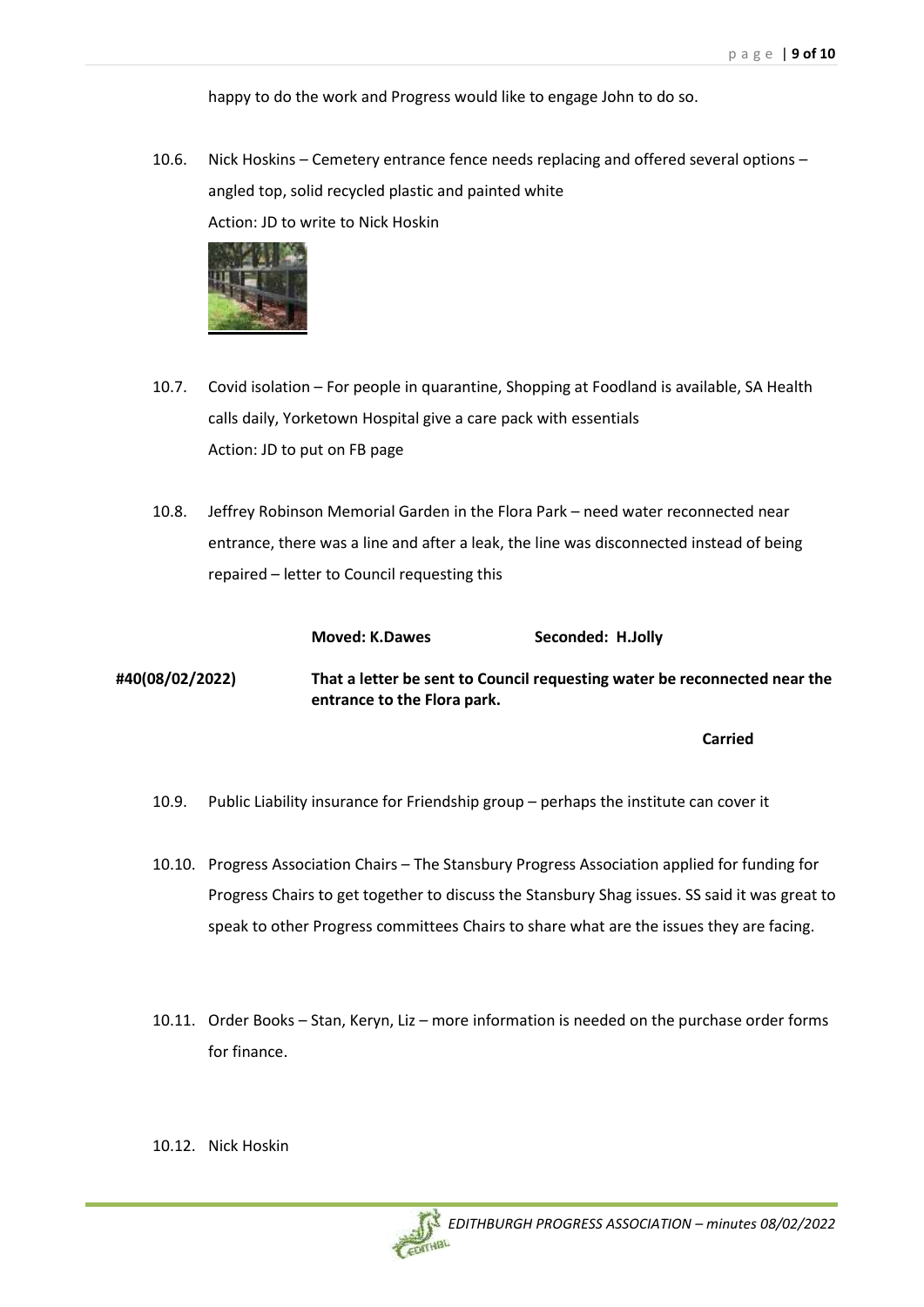happy to do the work and Progress would like to engage John to do so.

10.6. Nick Hoskins – Cemetery entrance fence needs replacing and offered several options – angled top, solid recycled plastic and painted white
Action: JD to write to Nick Hoskin

10.7. Covid isolation – For people in quarantine, Shopping at Foodland is available, SA Health calls daily, Yorketown Hospital give a care pack with essentials
Action: JD to put on FB page

10.8. Jeffrey Robinson Memorial Garden in the Flora Park – need water reconnected near entrance, there was a line and after a leak, the line was disconnected instead of being repaired – letter to Council requesting this

**Moved: K.Dawes** **Seconded: H.Jolly**

**#40(08/02/2022)** **That a letter be sent to Council requesting water be reconnected near the entrance to the Flora park.**

**Carried**

10.9. Public Liability insurance for Friendship group – perhaps the institute can cover it

10.10. Progress Association Chairs – The Stansbury Progress Association applied for funding for Progress Chairs to get together to discuss the Stansbury Shag issues. SS said it was great to speak to other Progress committees Chairs to share what are the issues they are facing.

10.11. Order Books – Stan, Keryn, Liz – more information is needed on the purchase order forms for finance.

10.12. Nick Hoskin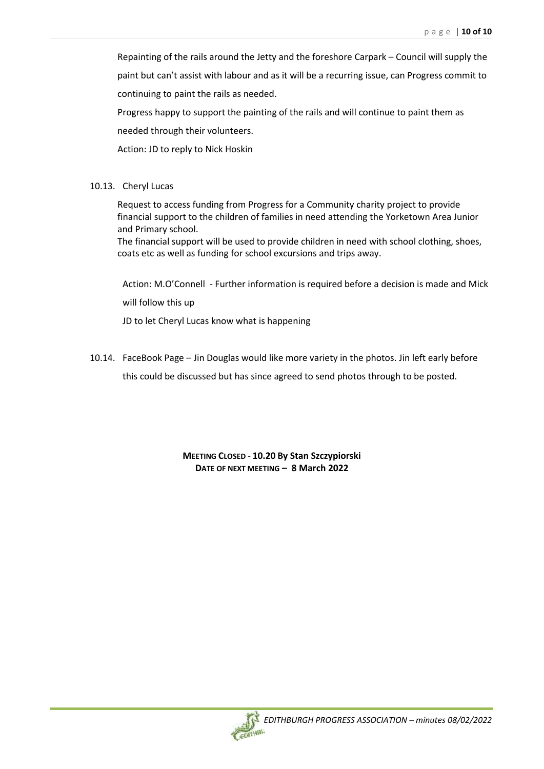Repainting of the rails around the Jetty and the foreshore Carpark – Council will supply the paint but can't assist with labour and as it will be a recurring issue, can Progress commit to continuing to paint the rails as needed.

Progress happy to support the painting of the rails and will continue to paint them as needed through their volunteers.

Action: JD to reply to Nick Hoskin

10.13. Cheryl Lucas

Request to access funding from Progress for a Community charity project to provide financial support to the children of families in need attending the Yorketown Area Junior and Primary school.

The financial support will be used to provide children in need with school clothing, shoes, coats etc as well as funding for school excursions and trips away.

Action: M.O'Connell - Further information is required before a decision is made and Mick will follow this up

JD to let Cheryl Lucas know what is happening

10.14. FaceBook Page – Jin Douglas would like more variety in the photos. Jin left early before this could be discussed but has since agreed to send photos through to be posted.

**MEETING CLOSED - 10.20 By Stan Szczypiorski**
**DATE OF NEXT MEETING – 8 March 2022**